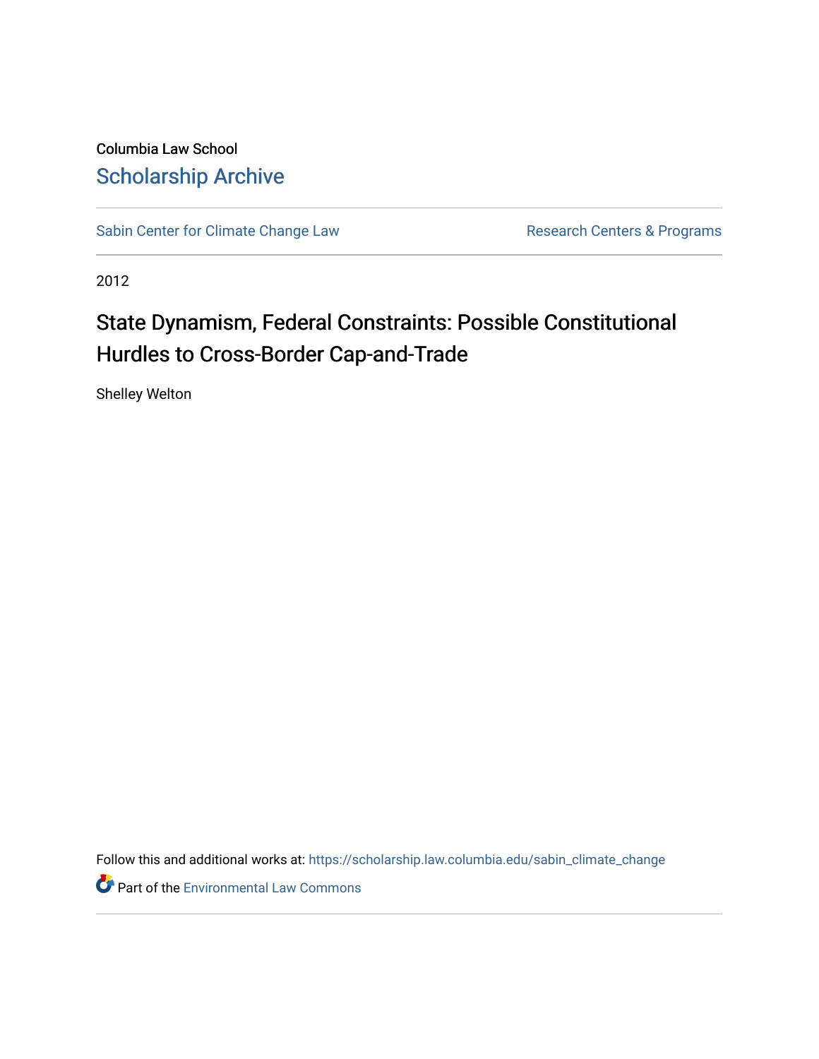Columbia Law School

Scholarship Archive

Sabin Center for Climate Change Law | Research Centers & Programs

2012

# State Dynamism, Federal Constraints: Possible Constitutional Hurdles to Cross-Border Cap-and-Trade

Shelley Welton

Follow this and additional works at: https://scholarship.law.columbia.edu/sabin_climate_change

Part of the Environmental Law Commons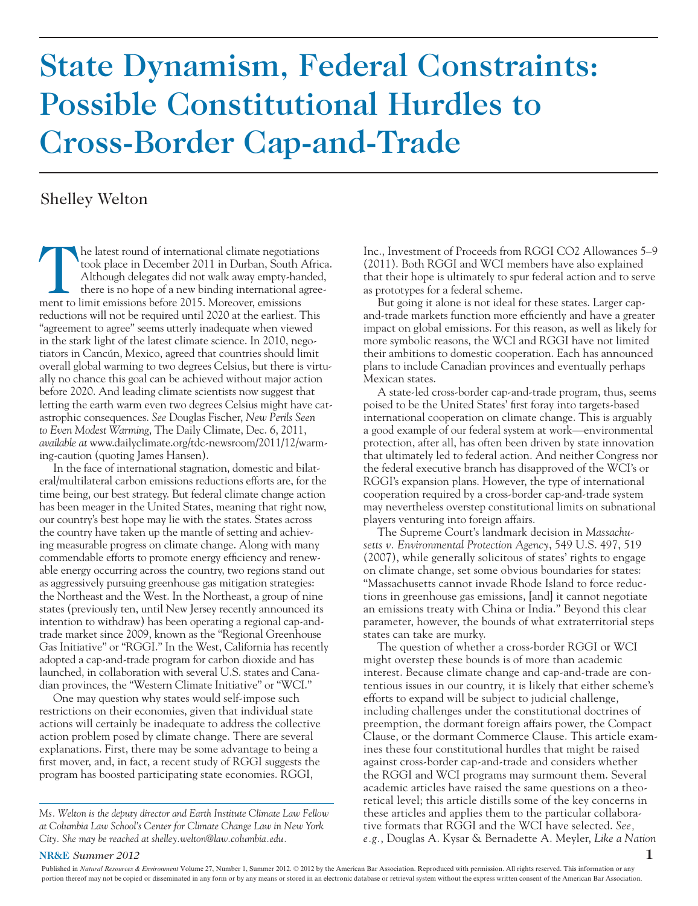# State Dynamism, Federal Constraints: Possible Constitutional Hurdles to Cross-Border Cap-and-Trade

Shelley Welton

The latest round of international climate negotiations took place in December 2011 in Durban, South Africa. Although delegates did not walk away empty-handed, there is no hope of a new binding international agreement to limit emissions before 2015. Moreover, emissions reductions will not be required until 2020 at the earliest. This "agreement to agree" seems utterly inadequate when viewed in the stark light of the latest climate science. In 2010, negotiators in Cancún, Mexico, agreed that countries should limit overall global warming to two degrees Celsius, but there is virtually no chance this goal can be achieved without major action before 2020. And leading climate scientists now suggest that letting the earth warm even two degrees Celsius might have catastrophic consequences. *See* Douglas Fischer, *New Perils Seen to Even Modest Warming*, The Daily Climate, Dec. 6, 2011, *available at* www.dailyclimate.org/tdc-newsroom/2011/12/warming-caution (quoting James Hansen).

In the face of international stagnation, domestic and bilateral/multilateral carbon emissions reductions efforts are, for the time being, our best strategy. But federal climate change action has been meager in the United States, meaning that right now, our country's best hope may lie with the states. States across the country have taken up the mantle of setting and achieving measurable progress on climate change. Along with many commendable efforts to promote energy efficiency and renewable energy occurring across the country, two regions stand out as aggressively pursuing greenhouse gas mitigation strategies: the Northeast and the West. In the Northeast, a group of nine states (previously ten, until New Jersey recently announced its intention to withdraw) has been operating a regional cap-and-trade market since 2009, known as the "Regional Greenhouse Gas Initiative" or "RGGI." In the West, California has recently adopted a cap-and-trade program for carbon dioxide and has launched, in collaboration with several U.S. states and Canadian provinces, the "Western Climate Initiative" or "WCI."

One may question why states would self-impose such restrictions on their economies, given that individual state actions will certainly be inadequate to address the collective action problem posed by climate change. There are several explanations. First, there may be some advantage to being a first mover, and, in fact, a recent study of RGGI suggests the program has boosted participating state economies. RGGI, Inc., Investment of Proceeds from RGGI CO2 Allowances 5–9 (2011). Both RGGI and WCI members have also explained that their hope is ultimately to spur federal action and to serve as prototypes for a federal scheme.

But going it alone is not ideal for these states. Larger cap-and-trade markets function more efficiently and have a greater impact on global emissions. For this reason, as well as likely for more symbolic reasons, the WCI and RGGI have not limited their ambitions to domestic cooperation. Each has announced plans to include Canadian provinces and eventually perhaps Mexican states.

A state-led cross-border cap-and-trade program, thus, seems poised to be the United States' first foray into targets-based international cooperation on climate change. This is arguably a good example of our federal system at work—environmental protection, after all, has often been driven by state innovation that ultimately led to federal action. And neither Congress nor the federal executive branch has disapproved of the WCI's or RGGI's expansion plans. However, the type of international cooperation required by a cross-border cap-and-trade system may nevertheless overstep constitutional limits on subnational players venturing into foreign affairs.

The Supreme Court's landmark decision in *Massachusetts v. Environmental Protection Agency*, 549 U.S. 497, 519 (2007), while generally solicitous of states' rights to engage on climate change, set some obvious boundaries for states: "Massachusetts cannot invade Rhode Island to force reductions in greenhouse gas emissions, [and] it cannot negotiate an emissions treaty with China or India." Beyond this clear parameter, however, the bounds of what extraterritorial steps states can take are murky.

The question of whether a cross-border RGGI or WCI might overstep these bounds is of more than academic interest. Because climate change and cap-and-trade are contentious issues in our country, it is likely that either scheme's efforts to expand will be subject to judicial challenge, including challenges under the constitutional doctrines of preemption, the dormant foreign affairs power, the Compact Clause, or the dormant Commerce Clause. This article examines these four constitutional hurdles that might be raised against cross-border cap-and-trade and considers whether the RGGI and WCI programs may surmount them. Several academic articles have raised the same questions on a theoretical level; this article distills some of the key concerns in these articles and applies them to the particular collaborative formats that RGGI and the WCI have selected. *See, e.g.*, Douglas A. Kysar & Bernadette A. Meyler, *Like a Nation*

*Ms. Welton is the deputy director and Earth Institute Climate Law Fellow at Columbia Law School's Center for Climate Change Law in New York City. She may be reached at shelley.welton@law.columbia.edu.*

Published in *Natural Resources & Environment* Volume 27, Number 1, Summer 2012. © 2012 by the American Bar Association. Reproduced with permission. All rights reserved. This information or any portion thereof may not be copied or disseminated in any form or by any means or stored in an electronic database or retrieval system without the express written consent of the American Bar Association.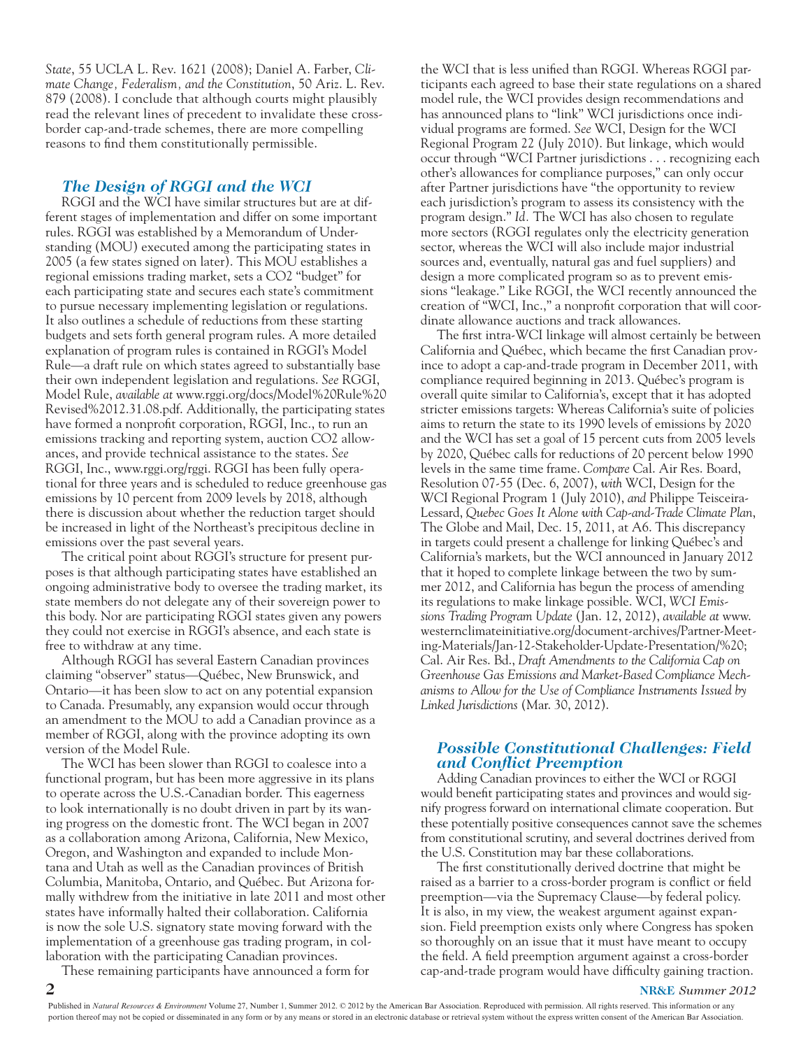*State*, 55 UCLA L. Rev. 1621 (2008); Daniel A. Farber, *Climate Change, Federalism, and the Constitution*, 50 Ariz. L. Rev. 879 (2008). I conclude that although courts might plausibly read the relevant lines of precedent to invalidate these cross-border cap-and-trade schemes, there are more compelling reasons to find them constitutionally permissible.

## *The Design of RGGI and the WCI*

RGGI and the WCI have similar structures but are at different stages of implementation and differ on some important rules. RGGI was established by a Memorandum of Understanding (MOU) executed among the participating states in 2005 (a few states signed on later). This MOU establishes a regional emissions trading market, sets a $CO_2$ "budget" for each participating state and secures each state's commitment to pursue necessary implementing legislation or regulations. It also outlines a schedule of reductions from these starting budgets and sets forth general program rules. A more detailed explanation of program rules is contained in RGGI's Model Rule—a draft rule on which states agreed to substantially base their own independent legislation and regulations. *See* RGGI, Model Rule, *available at* www.rggi.org/docs/Model%20Rule%20Revised%2012.31.08.pdf. Additionally, the participating states have formed a nonprofit corporation, RGGI, Inc., to run an emissions tracking and reporting system, auction $CO_2$ allowances, and provide technical assistance to the states. *See* RGGI, Inc., www.rggi.org/rggi. RGGI has been fully operational for three years and is scheduled to reduce greenhouse gas emissions by 10 percent from 2009 levels by 2018, although there is discussion about whether the reduction target should be increased in light of the Northeast's precipitous decline in emissions over the past several years.

The critical point about RGGI's structure for present purposes is that although participating states have established an ongoing administrative body to oversee the trading market, its state members do not delegate any of their sovereign power to this body. Nor are participating RGGI states given any powers they could not exercise in RGGI's absence, and each state is free to withdraw at any time.

Although RGGI has several Eastern Canadian provinces claiming "observer" status—Québec, New Brunswick, and Ontario—it has been slow to act on any potential expansion to Canada. Presumably, any expansion would occur through an amendment to the MOU to add a Canadian province as a member of RGGI, along with the province adopting its own version of the Model Rule.

The WCI has been slower than RGGI to coalesce into a functional program, but has been more aggressive in its plans to operate across the U.S.-Canadian border. This eagerness to look internationally is no doubt driven in part by its waning progress on the domestic front. The WCI began in 2007 as a collaboration among Arizona, California, New Mexico, Oregon, and Washington and expanded to include Montana and Utah as well as the Canadian provinces of British Columbia, Manitoba, Ontario, and Québec. But Arizona formally withdrew from the initiative in late 2011 and most other states have informally halted their collaboration. California is now the sole U.S. signatory state moving forward with the implementation of a greenhouse gas trading program, in collaboration with the participating Canadian provinces.

These remaining participants have announced a form for the WCI that is less unified than RGGI. Whereas RGGI participants each agreed to base their state regulations on a shared model rule, the WCI provides design recommendations and has announced plans to "link" WCI jurisdictions once individual programs are formed. *See* WCI, Design for the WCI Regional Program 22 (July 2010). But linkage, which would occur through "WCI Partner jurisdictions . . . recognizing each other's allowances for compliance purposes," can only occur after Partner jurisdictions have "the opportunity to review each jurisdiction's program to assess its consistency with the program design." *Id.* The WCI has also chosen to regulate more sectors (RGGI regulates only the electricity generation sector, whereas the WCI will also include major industrial sources and, eventually, natural gas and fuel suppliers) and design a more complicated program so as to prevent emissions "leakage." Like RGGI, the WCI recently announced the creation of "WCI, Inc.," a nonprofit corporation that will coordinate allowance auctions and track allowances.

The first intra-WCI linkage will almost certainly be between California and Québec, which became the first Canadian province to adopt a cap-and-trade program in December 2011, with compliance required beginning in 2013. Québec's program is overall quite similar to California's, except that it has adopted stricter emissions targets: Whereas California's suite of policies aims to return the state to its 1990 levels of emissions by 2020 and the WCI has set a goal of 15 percent cuts from 2005 levels by 2020, Québec calls for reductions of 20 percent below 1990 levels in the same time frame. *Compare* Cal. Air Res. Board, Resolution 07-55 (Dec. 6, 2007), *with* WCI, Design for the WCI Regional Program 1 (July 2010), *and* Philippe Teisceira-Lessard, *Quebec Goes It Alone with Cap-and-Trade Climate Plan*, The Globe and Mail, Dec. 15, 2011, at A6. This discrepancy in targets could present a challenge for linking Québec's and California's markets, but the WCI announced in January 2012 that it hoped to complete linkage between the two by summer 2012, and California has begun the process of amending its regulations to make linkage possible. WCI, *WCI Emissions Trading Program Update* (Jan. 12, 2012), *available at* www.westernclimateinitiative.org/document-archives/Partner-Meeting-Materials/Jan-12-Stakeholder-Update-Presentation/%20; Cal. Air Res. Bd., *Draft Amendments to the California Cap on Greenhouse Gas Emissions and Market-Based Compliance Mechanisms to Allow for the Use of Compliance Instruments Issued by Linked Jurisdictions* (Mar. 30, 2012).

## *Possible Constitutional Challenges: Field and Conflict Preemption*

Adding Canadian provinces to either the WCI or RGGI would benefit participating states and provinces and would signify progress forward on international climate cooperation. But these potentially positive consequences cannot save the schemes from constitutional scrutiny, and several doctrines derived from the U.S. Constitution may bar these collaborations.

The first constitutionally derived doctrine that might be raised as a barrier to a cross-border program is conflict or field preemption—via the Supremacy Clause—by federal policy. It is also, in my view, the weakest argument against expansion. Field preemption exists only where Congress has spoken so thoroughly on an issue that it must have meant to occupy the field. A field preemption argument against a cross-border cap-and-trade program would have difficulty gaining traction.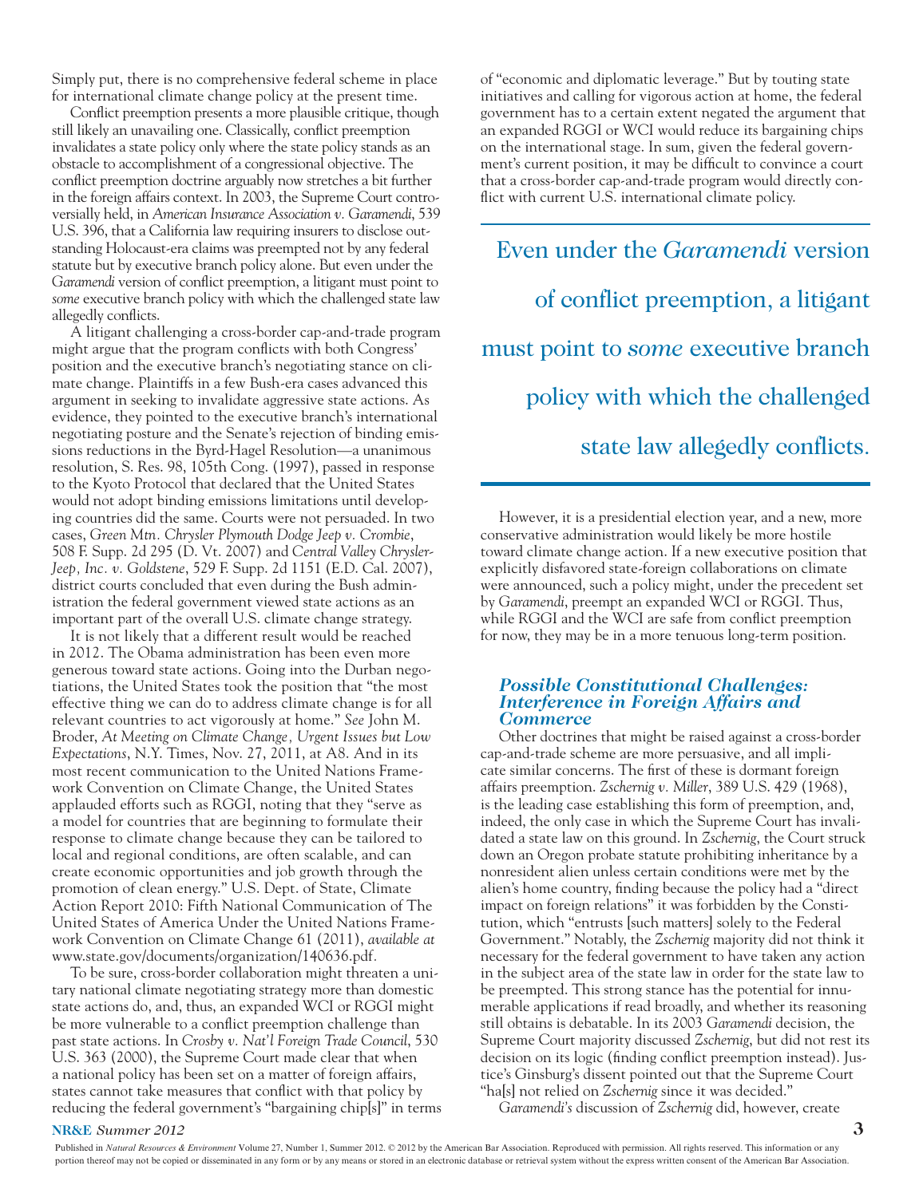Simply put, there is no comprehensive federal scheme in place for international climate change policy at the present time.

Conflict preemption presents a more plausible critique, though still likely an unavailing one. Classically, conflict preemption invalidates a state policy only where the state policy stands as an obstacle to accomplishment of a congressional objective. The conflict preemption doctrine arguably now stretches a bit further in the foreign affairs context. In 2003, the Supreme Court controversially held, in *American Insurance Association v. Garamendi*, 539 U.S. 396, that a California law requiring insurers to disclose outstanding Holocaust-era claims was preempted not by any federal statute but by executive branch policy alone. But even under the *Garamendi* version of conflict preemption, a litigant must point to *some* executive branch policy with which the challenged state law allegedly conflicts.

A litigant challenging a cross-border cap-and-trade program might argue that the program conflicts with both Congress' position and the executive branch's negotiating stance on climate change. Plaintiffs in a few Bush-era cases advanced this argument in seeking to invalidate aggressive state actions. As evidence, they pointed to the executive branch's international negotiating posture and the Senate's rejection of binding emissions reductions in the Byrd-Hagel Resolution—a unanimous resolution, S. Res. 98, 105th Cong. (1997), passed in response to the Kyoto Protocol that declared that the United States would not adopt binding emissions limitations until developing countries did the same. Courts were not persuaded. In two cases, *Green Mtn. Chrysler Plymouth Dodge Jeep v. Crombie*, 508 F. Supp. 2d 295 (D. Vt. 2007) and *Central Valley Chrysler-Jeep, Inc. v. Goldstene*, 529 F. Supp. 2d 1151 (E.D. Cal. 2007), district courts concluded that even during the Bush administration the federal government viewed state actions as an important part of the overall U.S. climate change strategy.

It is not likely that a different result would be reached in 2012. The Obama administration has been even more generous toward state actions. Going into the Durban negotiations, the United States took the position that "the most effective thing we can do to address climate change is for all relevant countries to act vigorously at home." *See* John M. Broder, *At Meeting on Climate Change, Urgent Issues but Low Expectations*, N.Y. Times, Nov. 27, 2011, at A8. And in its most recent communication to the United Nations Framework Convention on Climate Change, the United States applauded efforts such as RGGI, noting that they "serve as a model for countries that are beginning to formulate their response to climate change because they can be tailored to local and regional conditions, are often scalable, and can create economic opportunities and job growth through the promotion of clean energy." U.S. Dept. of State, Climate Action Report 2010: Fifth National Communication of The United States of America Under the United Nations Framework Convention on Climate Change 61 (2011), *available at* www.state.gov/documents/organization/140636.pdf.

To be sure, cross-border collaboration might threaten a unitary national climate negotiating strategy more than domestic state actions do, and, thus, an expanded WCI or RGGI might be more vulnerable to a conflict preemption challenge than past state actions. In *Crosby v. Nat'l Foreign Trade Council*, 530 U.S. 363 (2000), the Supreme Court made clear that when a national policy has been set on a matter of foreign affairs, states cannot take measures that conflict with that policy by reducing the federal government's "bargaining chip[s]" in terms of "economic and diplomatic leverage." But by touting state initiatives and calling for vigorous action at home, the federal government has to a certain extent negated the argument that an expanded RGGI or WCI would reduce its bargaining chips on the international stage. In sum, given the federal government's current position, it may be difficult to convince a court that a cross-border cap-and-trade program would directly conflict with current U.S. international climate policy.

> Even under the *Garamendi* version of conflict preemption, a litigant must point to *some* executive branch policy with which the challenged state law allegedly conflicts.

However, it is a presidential election year, and a new, more conservative administration would likely be more hostile toward climate change action. If a new executive position that explicitly disfavored state-foreign collaborations on climate were announced, such a policy might, under the precedent set by *Garamendi*, preempt an expanded WCI or RGGI. Thus, while RGGI and the WCI are safe from conflict preemption for now, they may be in a more tenuous long-term position.

### *Possible Constitutional Challenges: Interference in Foreign Affairs and Commerce*

Other doctrines that might be raised against a cross-border cap-and-trade scheme are more persuasive, and all implicate similar concerns. The first of these is dormant foreign affairs preemption. *Zschernig v. Miller*, 389 U.S. 429 (1968), is the leading case establishing this form of preemption, and, indeed, the only case in which the Supreme Court has invalidated a state law on this ground. In *Zschernig*, the Court struck down an Oregon probate statute prohibiting inheritance by a nonresident alien unless certain conditions were met by the alien's home country, finding because the policy had a "direct impact on foreign relations" it was forbidden by the Constitution, which "entrusts [such matters] solely to the Federal Government." Notably, the *Zschernig* majority did not think it necessary for the federal government to have taken any action in the subject area of the state law in order for the state law to be preempted. This strong stance has the potential for innumerable applications if read broadly, and whether its reasoning still obtains is debatable. In its 2003 *Garamendi* decision, the Supreme Court majority discussed *Zschernig*, but did not rest its decision on its logic (finding conflict preemption instead). Justice's Ginsburg's dissent pointed out that the Supreme Court "ha[s] not relied on *Zschernig* since it was decided."

*Garamendi's* discussion of *Zschernig* did, however, create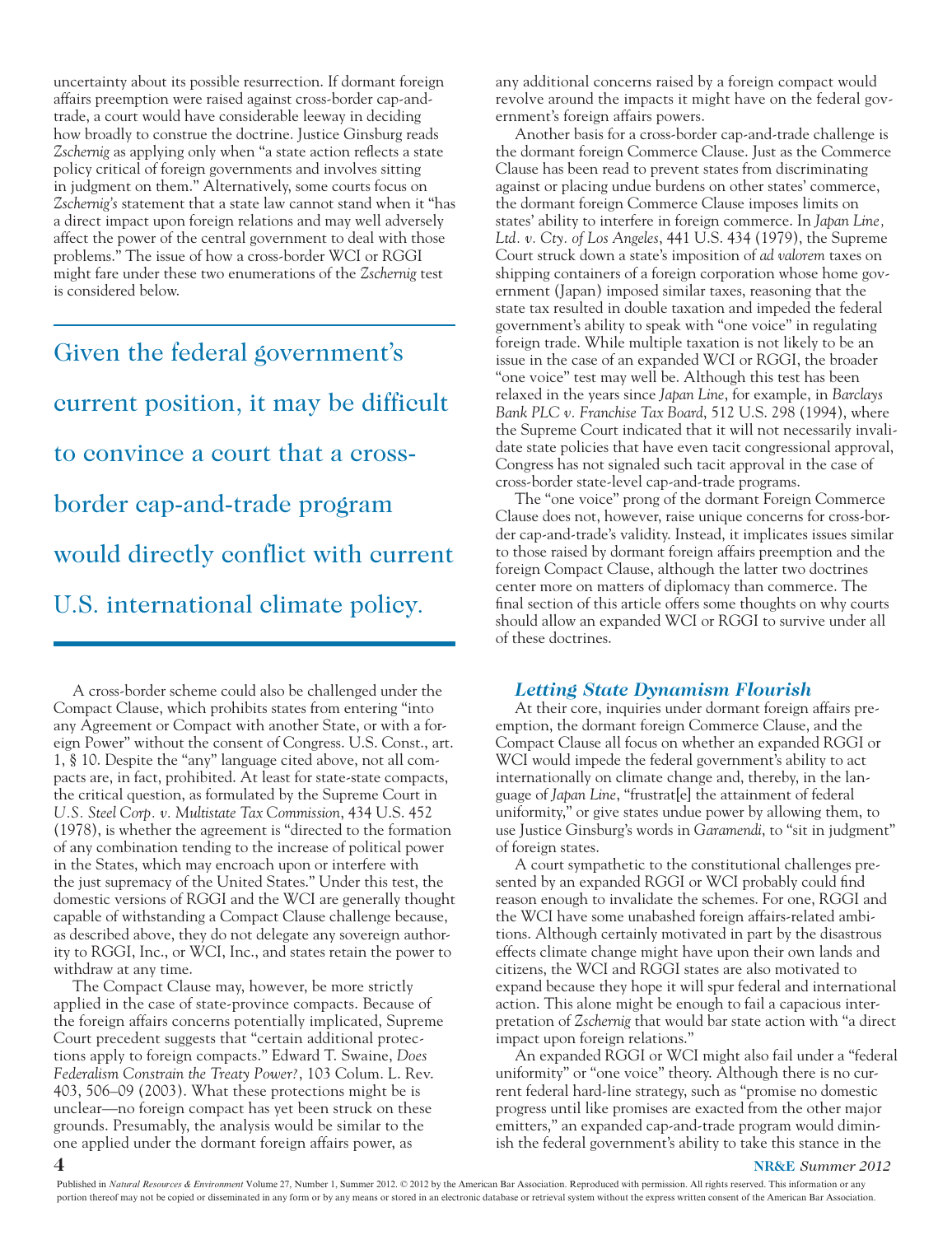uncertainty about its possible resurrection. If dormant foreign affairs preemption were raised against cross-border cap-and-trade, a court would have considerable leeway in deciding how broadly to construe the doctrine. Justice Ginsburg reads *Zschernig* as applying only when "a state action reflects a state policy critical of foreign governments and involves sitting in judgment on them." Alternatively, some courts focus on *Zschernig's* statement that a state law cannot stand when it "has a direct impact upon foreign relations and may well adversely affect the power of the central government to deal with those problems." The issue of how a cross-border WCI or RGGI might fare under these two enumerations of the *Zschernig* test is considered below.

> Given the federal government's current position, it may be difficult to convince a court that a cross-border cap-and-trade program would directly conflict with current U.S. international climate policy.

A cross-border scheme could also be challenged under the Compact Clause, which prohibits states from entering "into any Agreement or Compact with another State, or with a foreign Power" without the consent of Congress. U.S. Const., art. 1, § 10. Despite the "any" language cited above, not all compacts are, in fact, prohibited. At least for state-state compacts, the critical question, as formulated by the Supreme Court in *U.S. Steel Corp. v. Multistate Tax Commission*, 434 U.S. 452 (1978), is whether the agreement is "directed to the formation of any combination tending to the increase of political power in the States, which may encroach upon or interfere with the just supremacy of the United States." Under this test, the domestic versions of RGGI and the WCI are generally thought capable of withstanding a Compact Clause challenge because, as described above, they do not delegate any sovereign authority to RGGI, Inc., or WCI, Inc., and states retain the power to withdraw at any time.

The Compact Clause may, however, be more strictly applied in the case of state-province compacts. Because of the foreign affairs concerns potentially implicated, Supreme Court precedent suggests that "certain additional protections apply to foreign compacts." Edward T. Swaine, *Does Federalism Constrain the Treaty Power?*, 103 Colum. L. Rev. 403, 506–09 (2003). What these protections might be is unclear—no foreign compact has yet been struck on these grounds. Presumably, the analysis would be similar to the one applied under the dormant foreign affairs power, as any additional concerns raised by a foreign compact would revolve around the impacts it might have on the federal government's foreign affairs powers.

Another basis for a cross-border cap-and-trade challenge is the dormant foreign Commerce Clause. Just as the Commerce Clause has been read to prevent states from discriminating against or placing undue burdens on other states' commerce, the dormant foreign Commerce Clause imposes limits on states' ability to interfere in foreign commerce. In *Japan Line, Ltd. v. Cty. of Los Angeles*, 441 U.S. 434 (1979), the Supreme Court struck down a state's imposition of *ad valorem* taxes on shipping containers of a foreign corporation whose home government (Japan) imposed similar taxes, reasoning that the state tax resulted in double taxation and impeded the federal government's ability to speak with "one voice" in regulating foreign trade. While multiple taxation is not likely to be an issue in the case of an expanded WCI or RGGI, the broader "one voice" test may well be. Although this test has been relaxed in the years since *Japan Line*, for example, in *Barclays Bank PLC v. Franchise Tax Board*, 512 U.S. 298 (1994), where the Supreme Court indicated that it will not necessarily invalidate state policies that have even tacit congressional approval, Congress has not signaled such tacit approval in the case of cross-border state-level cap-and-trade programs.

The "one voice" prong of the dormant Foreign Commerce Clause does not, however, raise unique concerns for cross-border cap-and-trade's validity. Instead, it implicates issues similar to those raised by dormant foreign affairs preemption and the foreign Compact Clause, although the latter two doctrines center more on matters of diplomacy than commerce. The final section of this article offers some thoughts on why courts should allow an expanded WCI or RGGI to survive under all of these doctrines.

### *Letting State Dynamism Flourish*

At their core, inquiries under dormant foreign affairs preemption, the dormant foreign Commerce Clause, and the Compact Clause all focus on whether an expanded RGGI or WCI would impede the federal government's ability to act internationally on climate change and, thereby, in the language of *Japan Line*, "frustrat[e] the attainment of federal uniformity," or give states undue power by allowing them, to use Justice Ginsburg's words in *Garamendi*, to "sit in judgment" of foreign states.

A court sympathetic to the constitutional challenges presented by an expanded RGGI or WCI probably could find reason enough to invalidate the schemes. For one, RGGI and the WCI have some unabashed foreign affairs-related ambitions. Although certainly motivated in part by the disastrous effects climate change might have upon their own lands and citizens, the WCI and RGGI states are also motivated to expand because they hope it will spur federal and international action. This alone might be enough to fail a capacious interpretation of *Zschernig* that would bar state action with "a direct impact upon foreign relations."

An expanded RGGI or WCI might also fail under a "federal uniformity" or "one voice" theory. Although there is no current federal hard-line strategy, such as "promise no domestic progress until like promises are exacted from the other major emitters," an expanded cap-and-trade program would diminish the federal government's ability to take this stance in the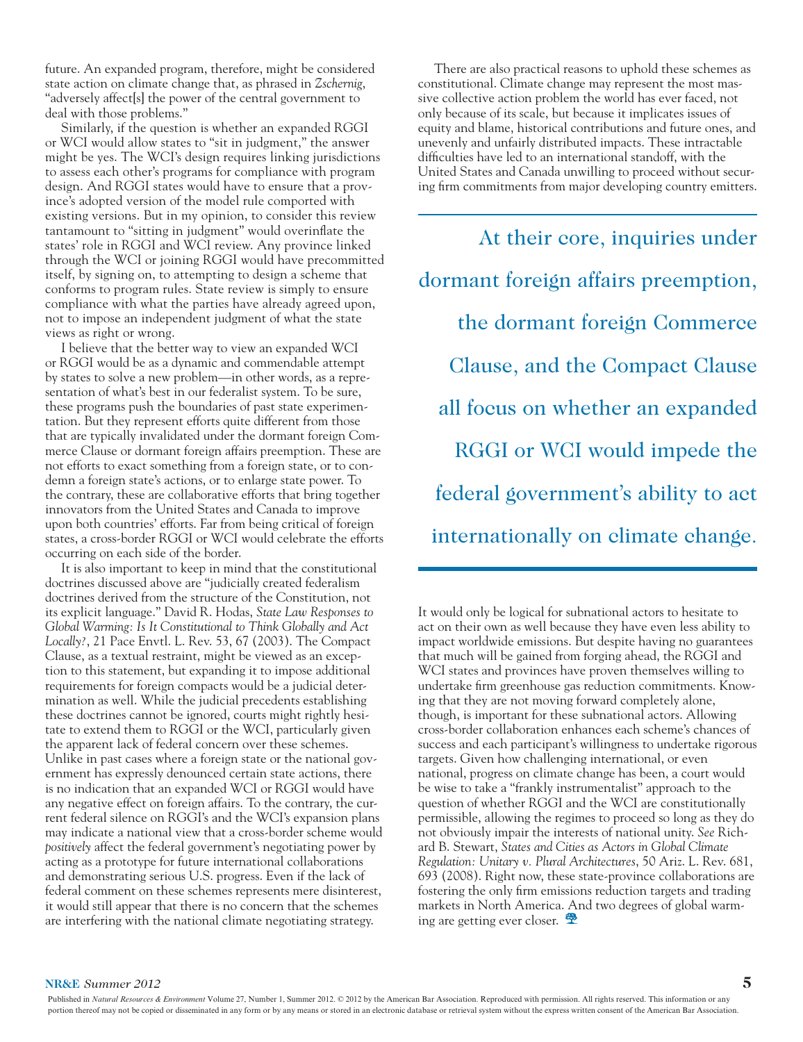future. An expanded program, therefore, might be considered state action on climate change that, as phrased in *Zschernig*, "adversely affect[s] the power of the central government to deal with those problems."

Similarly, if the question is whether an expanded RGGI or WCI would allow states to "sit in judgment," the answer might be yes. The WCI's design requires linking jurisdictions to assess each other's programs for compliance with program design. And RGGI states would have to ensure that a province's adopted version of the model rule comported with existing versions. But in my opinion, to consider this review tantamount to "sitting in judgment" would overinflate the states' role in RGGI and WCI review. Any province linked through the WCI or joining RGGI would have precommitted itself, by signing on, to attempting to design a scheme that conforms to program rules. State review is simply to ensure compliance with what the parties have already agreed upon, not to impose an independent judgment of what the state views as right or wrong.

I believe that the better way to view an expanded WCI or RGGI would be as a dynamic and commendable attempt by states to solve a new problem—in other words, as a representation of what's best in our federalist system. To be sure, these programs push the boundaries of past state experimentation. But they represent efforts quite different from those that are typically invalidated under the dormant foreign Commerce Clause or dormant foreign affairs preemption. These are not efforts to exact something from a foreign state, or to condemn a foreign state's actions, or to enlarge state power. To the contrary, these are collaborative efforts that bring together innovators from the United States and Canada to improve upon both countries' efforts. Far from being critical of foreign states, a cross-border RGGI or WCI would celebrate the efforts occurring on each side of the border.

It is also important to keep in mind that the constitutional doctrines discussed above are "judicially created federalism doctrines derived from the structure of the Constitution, not its explicit language." David R. Hodas, *State Law Responses to Global Warming: Is It Constitutional to Think Globally and Act Locally?*, 21 Pace Envtl. L. Rev. 53, 67 (2003). The Compact Clause, as a textual restraint, might be viewed as an exception to this statement, but expanding it to impose additional requirements for foreign compacts would be a judicial determination as well. While the judicial precedents establishing these doctrines cannot be ignored, courts might rightly hesitate to extend them to RGGI or the WCI, particularly given the apparent lack of federal concern over these schemes. Unlike in past cases where a foreign state or the national government has expressly denounced certain state actions, there is no indication that an expanded WCI or RGGI would have any negative effect on foreign affairs. To the contrary, the current federal silence on RGGI's and the WCI's expansion plans may indicate a national view that a cross-border scheme would *positively* affect the federal government's negotiating power by acting as a prototype for future international collaborations and demonstrating serious U.S. progress. Even if the lack of federal comment on these schemes represents mere disinterest, it would still appear that there is no concern that the schemes are interfering with the national climate negotiating strategy.

There are also practical reasons to uphold these schemes as constitutional. Climate change may represent the most massive collective action problem the world has ever faced, not only because of its scale, but because it implicates issues of equity and blame, historical contributions and future ones, and unevenly and unfairly distributed impacts. These intractable difficulties have led to an international standoff, with the United States and Canada unwilling to proceed without securing firm commitments from major developing country emitters.

> At their core, inquiries under dormant foreign affairs preemption, the dormant foreign Commerce Clause, and the Compact Clause all focus on whether an expanded RGGI or WCI would impede the federal government's ability to act internationally on climate change.

It would only be logical for subnational actors to hesitate to act on their own as well because they have even less ability to impact worldwide emissions. But despite having no guarantees that much will be gained from forging ahead, the RGGI and WCI states and provinces have proven themselves willing to undertake firm greenhouse gas reduction commitments. Knowing that they are not moving forward completely alone, though, is important for these subnational actors. Allowing cross-border collaboration enhances each scheme's chances of success and each participant's willingness to undertake rigorous targets. Given how challenging international, or even national, progress on climate change has been, a court would be wise to take a "frankly instrumentalist" approach to the question of whether RGGI and the WCI are constitutionally permissible, allowing the regimes to proceed so long as they do not obviously impair the interests of national unity. *See* Richard B. Stewart, *States and Cities as Actors in Global Climate Regulation: Unitary v. Plural Architectures*, 50 Ariz. L. Rev. 681, 693 (2008). Right now, these state-province collaborations are fostering the only firm emissions reduction targets and trading markets in North America. And two degrees of global warming are getting ever closer.

Published in *Natural Resources & Environment* Volume 27, Number 1, Summer 2012. © 2012 by the American Bar Association. Reproduced with permission. All rights reserved. This information or any portion thereof may not be copied or disseminated in any form or by any means or stored in an electronic database or retrieval system without the express written consent of the American Bar Association.